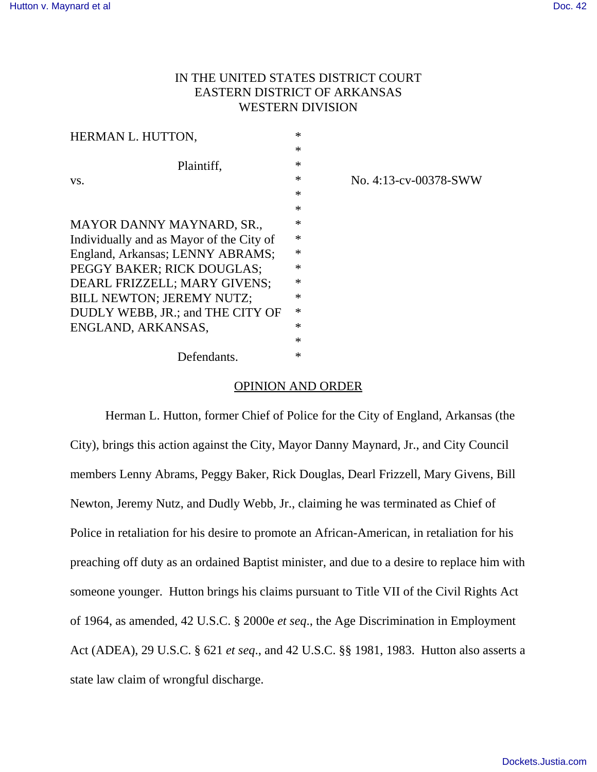IN THE UNITED STATES DISTRICT COURT
EASTERN DISTRICT OF ARKANSAS
WESTERN DIVISION

| | | |
|---|---|---|
| HERMAN L. HUTTON, | * | |
| | * | |
| Plaintiff, | * | |
| vs. | * | No. 4:13-cv-00378-SWW |
| | * | |
| | * | |
| MAYOR DANNY MAYNARD, SR., Individually and as Mayor of the City of England, Arkansas; LENNY ABRAMS; PEGGY BAKER; RICK DOUGLAS; DEARL FRIZZELL; MARY GIVENS; BILL NEWTON; JEREMY NUTZ; DUDLY WEBB, JR.; and THE CITY OF ENGLAND, ARKANSAS, | * | |
| | * | |
| Defendants. | * | |

OPINION AND ORDER

Herman L. Hutton, former Chief of Police for the City of England, Arkansas (the City), brings this action against the City, Mayor Danny Maynard, Jr., and City Council members Lenny Abrams, Peggy Baker, Rick Douglas, Dearl Frizzell, Mary Givens, Bill Newton, Jeremy Nutz, and Dudly Webb, Jr., claiming he was terminated as Chief of Police in retaliation for his desire to promote an African-American, in retaliation for his preaching off duty as an ordained Baptist minister, and due to a desire to replace him with someone younger. Hutton brings his claims pursuant to Title VII of the Civil Rights Act of 1964, as amended, 42 U.S.C. § 2000e *et seq*., the Age Discrimination in Employment Act (ADEA), 29 U.S.C. § 621 *et seq*., and 42 U.S.C. §§ 1981, 1983. Hutton also asserts a state law claim of wrongful discharge.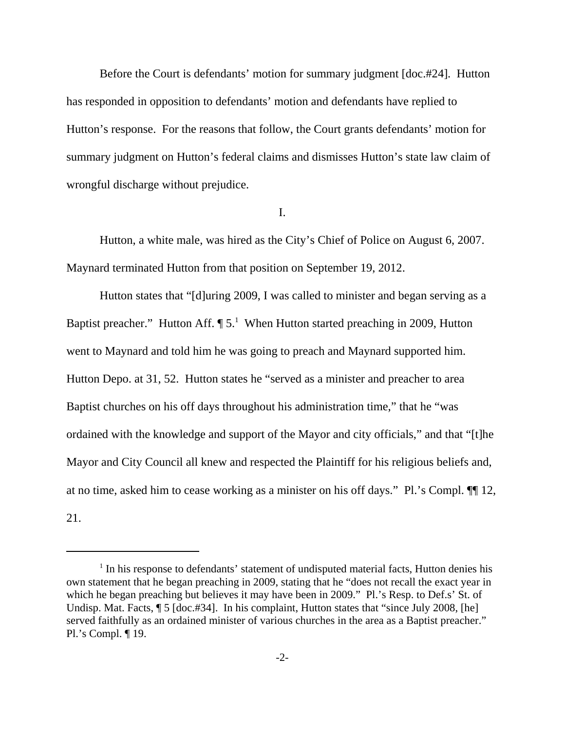Before the Court is defendants' motion for summary judgment [doc.#24]. Hutton has responded in opposition to defendants' motion and defendants have replied to Hutton's response. For the reasons that follow, the Court grants defendants' motion for summary judgment on Hutton's federal claims and dismisses Hutton's state law claim of wrongful discharge without prejudice.

I.

Hutton, a white male, was hired as the City's Chief of Police on August 6, 2007. Maynard terminated Hutton from that position on September 19, 2012.

Hutton states that "[d]uring 2009, I was called to minister and began serving as a Baptist preacher." Hutton Aff. ¶ 5.[1] When Hutton started preaching in 2009, Hutton went to Maynard and told him he was going to preach and Maynard supported him. Hutton Depo. at 31, 52. Hutton states he "served as a minister and preacher to area Baptist churches on his off days throughout his administration time," that he "was ordained with the knowledge and support of the Mayor and city officials," and that "[t]he Mayor and City Council all knew and respected the Plaintiff for his religious beliefs and, at no time, asked him to cease working as a minister on his off days." Pl.'s Compl. ¶¶ 12, 21.

[1] In his response to defendants' statement of undisputed material facts, Hutton denies his own statement that he began preaching in 2009, stating that he "does not recall the exact year in which he began preaching but believes it may have been in 2009." Pl.'s Resp. to Def.s' St. of Undisp. Mat. Facts, ¶ 5 [doc.#34]. In his complaint, Hutton states that "since July 2008, [he] served faithfully as an ordained minister of various churches in the area as a Baptist preacher." Pl.'s Compl. ¶ 19.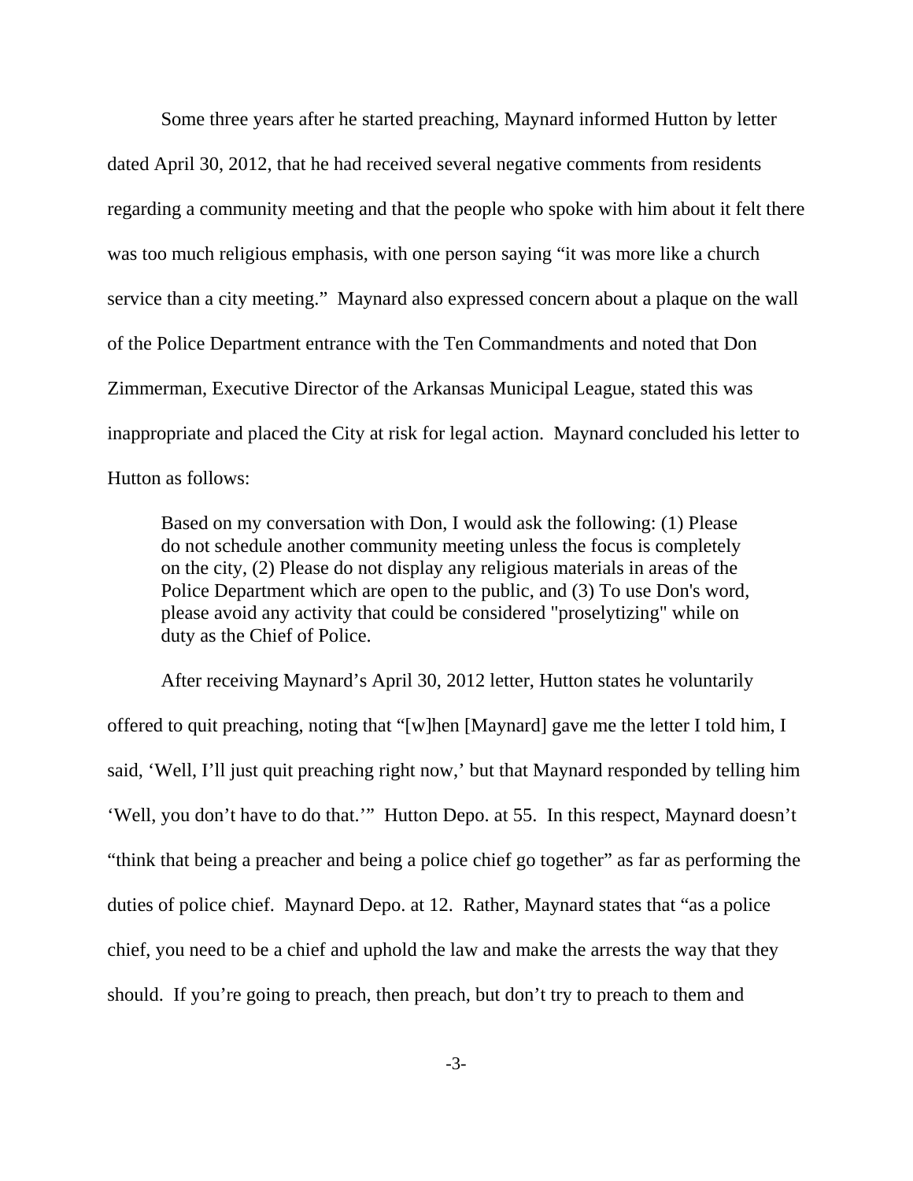Some three years after he started preaching, Maynard informed Hutton by letter dated April 30, 2012, that he had received several negative comments from residents regarding a community meeting and that the people who spoke with him about it felt there was too much religious emphasis, with one person saying "it was more like a church service than a city meeting." Maynard also expressed concern about a plaque on the wall of the Police Department entrance with the Ten Commandments and noted that Don Zimmerman, Executive Director of the Arkansas Municipal League, stated this was inappropriate and placed the City at risk for legal action. Maynard concluded his letter to Hutton as follows:

> Based on my conversation with Don, I would ask the following: (1) Please do not schedule another community meeting unless the focus is completely on the city, (2) Please do not display any religious materials in areas of the Police Department which are open to the public, and (3) To use Don's word, please avoid any activity that could be considered "proselytizing" while on duty as the Chief of Police.

After receiving Maynard's April 30, 2012 letter, Hutton states he voluntarily offered to quit preaching, noting that "[w]hen [Maynard] gave me the letter I told him, I said, 'Well, I'll just quit preaching right now,' but that Maynard responded by telling him 'Well, you don't have to do that.'" Hutton Depo. at 55. In this respect, Maynard doesn't "think that being a preacher and being a police chief go together" as far as performing the duties of police chief. Maynard Depo. at 12. Rather, Maynard states that "as a police chief, you need to be a chief and uphold the law and make the arrests the way that they should. If you're going to preach, then preach, but don't try to preach to them and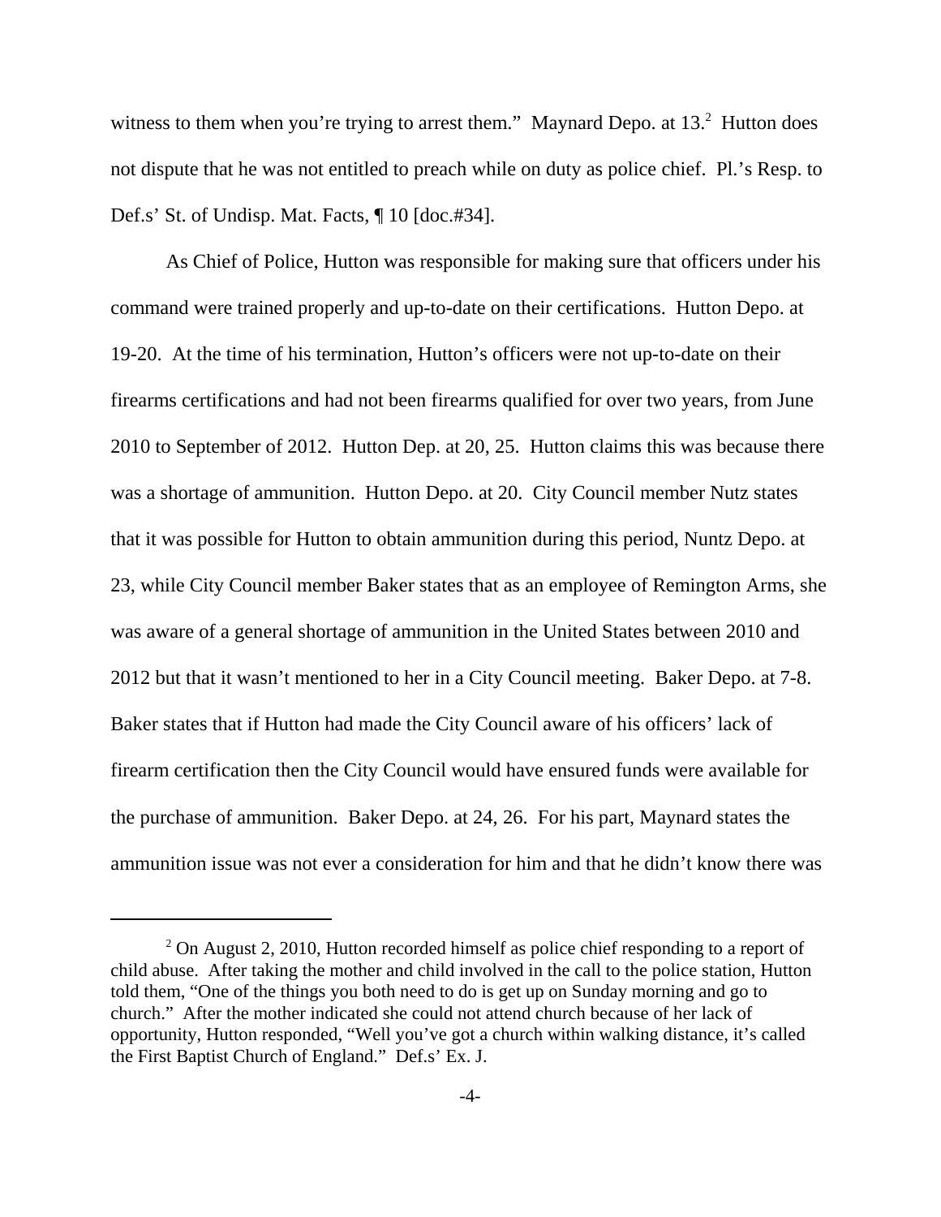witness to them when you're trying to arrest them." Maynard Depo. at 13.[2] Hutton does not dispute that he was not entitled to preach while on duty as police chief. Pl.'s Resp. to Def.s' St. of Undisp. Mat. Facts, ¶ 10 [doc.#34].

As Chief of Police, Hutton was responsible for making sure that officers under his command were trained properly and up-to-date on their certifications. Hutton Depo. at 19-20. At the time of his termination, Hutton's officers were not up-to-date on their firearms certifications and had not been firearms qualified for over two years, from June 2010 to September of 2012. Hutton Dep. at 20, 25. Hutton claims this was because there was a shortage of ammunition. Hutton Depo. at 20. City Council member Nutz states that it was possible for Hutton to obtain ammunition during this period, Nuntz Depo. at 23, while City Council member Baker states that as an employee of Remington Arms, she was aware of a general shortage of ammunition in the United States between 2010 and 2012 but that it wasn't mentioned to her in a City Council meeting. Baker Depo. at 7-8. Baker states that if Hutton had made the City Council aware of his officers' lack of firearm certification then the City Council would have ensured funds were available for the purchase of ammunition. Baker Depo. at 24, 26. For his part, Maynard states the ammunition issue was not ever a consideration for him and that he didn't know there was

[2] On August 2, 2010, Hutton recorded himself as police chief responding to a report of child abuse. After taking the mother and child involved in the call to the police station, Hutton told them, "One of the things you both need to do is get up on Sunday morning and go to church." After the mother indicated she could not attend church because of her lack of opportunity, Hutton responded, "Well you've got a church within walking distance, it's called the First Baptist Church of England." Def.s' Ex. J.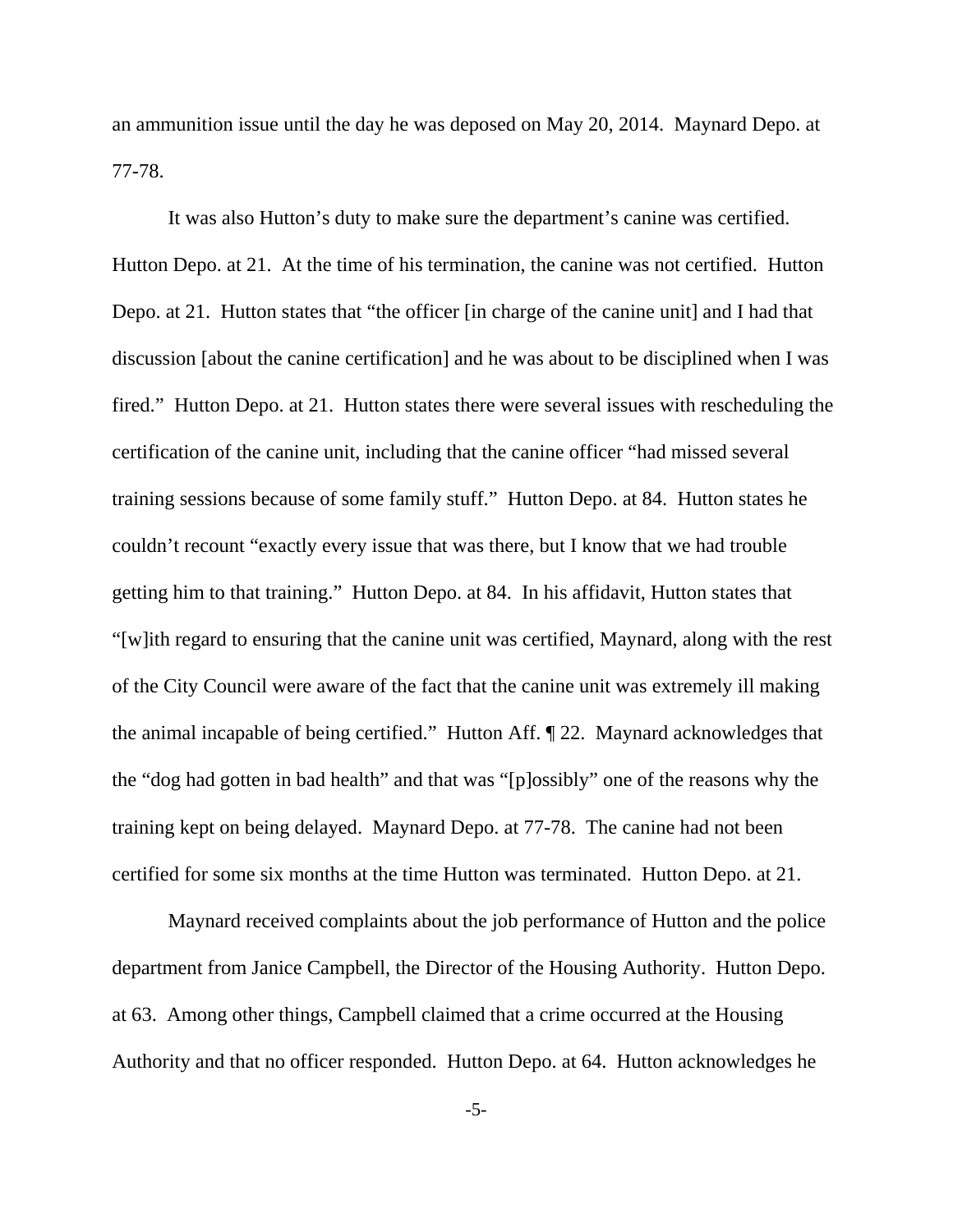an ammunition issue until the day he was deposed on May 20, 2014. Maynard Depo. at 77-78.

It was also Hutton's duty to make sure the department's canine was certified. Hutton Depo. at 21. At the time of his termination, the canine was not certified. Hutton Depo. at 21. Hutton states that "the officer [in charge of the canine unit] and I had that discussion [about the canine certification] and he was about to be disciplined when I was fired." Hutton Depo. at 21. Hutton states there were several issues with rescheduling the certification of the canine unit, including that the canine officer "had missed several training sessions because of some family stuff." Hutton Depo. at 84. Hutton states he couldn't recount "exactly every issue that was there, but I know that we had trouble getting him to that training." Hutton Depo. at 84. In his affidavit, Hutton states that "[w]ith regard to ensuring that the canine unit was certified, Maynard, along with the rest of the City Council were aware of the fact that the canine unit was extremely ill making the animal incapable of being certified." Hutton Aff. ¶ 22. Maynard acknowledges that the "dog had gotten in bad health" and that was "[p]ossibly" one of the reasons why the training kept on being delayed. Maynard Depo. at 77-78. The canine had not been certified for some six months at the time Hutton was terminated. Hutton Depo. at 21.

Maynard received complaints about the job performance of Hutton and the police department from Janice Campbell, the Director of the Housing Authority. Hutton Depo. at 63. Among other things, Campbell claimed that a crime occurred at the Housing Authority and that no officer responded. Hutton Depo. at 64. Hutton acknowledges he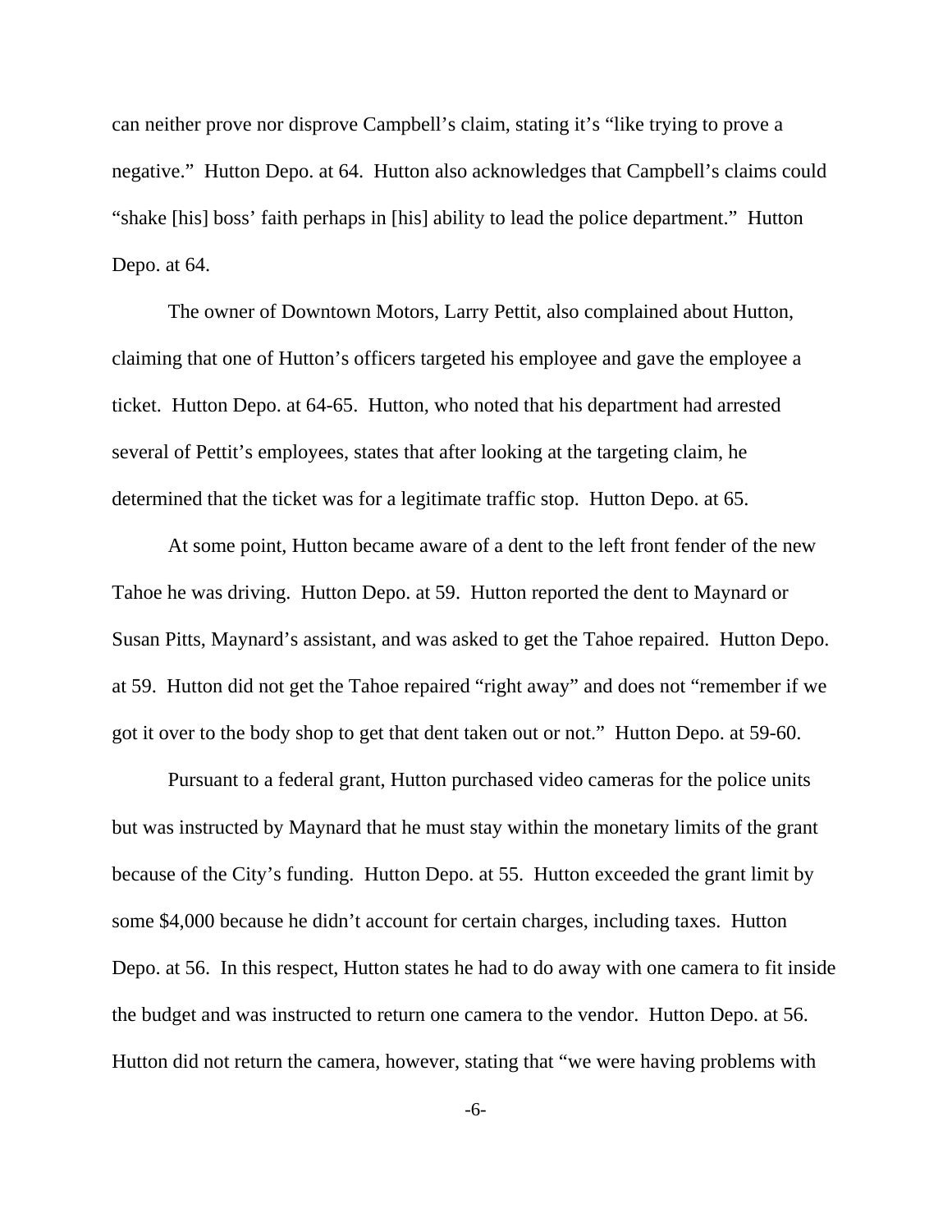can neither prove nor disprove Campbell's claim, stating it's "like trying to prove a negative." Hutton Depo. at 64. Hutton also acknowledges that Campbell's claims could "shake [his] boss' faith perhaps in [his] ability to lead the police department." Hutton Depo. at 64.

The owner of Downtown Motors, Larry Pettit, also complained about Hutton, claiming that one of Hutton's officers targeted his employee and gave the employee a ticket. Hutton Depo. at 64-65. Hutton, who noted that his department had arrested several of Pettit's employees, states that after looking at the targeting claim, he determined that the ticket was for a legitimate traffic stop. Hutton Depo. at 65.

At some point, Hutton became aware of a dent to the left front fender of the new Tahoe he was driving. Hutton Depo. at 59. Hutton reported the dent to Maynard or Susan Pitts, Maynard's assistant, and was asked to get the Tahoe repaired. Hutton Depo. at 59. Hutton did not get the Tahoe repaired "right away" and does not "remember if we got it over to the body shop to get that dent taken out or not." Hutton Depo. at 59-60.

Pursuant to a federal grant, Hutton purchased video cameras for the police units but was instructed by Maynard that he must stay within the monetary limits of the grant because of the City's funding. Hutton Depo. at 55. Hutton exceeded the grant limit by some $4,000 because he didn't account for certain charges, including taxes. Hutton Depo. at 56. In this respect, Hutton states he had to do away with one camera to fit inside the budget and was instructed to return one camera to the vendor. Hutton Depo. at 56. Hutton did not return the camera, however, stating that "we were having problems with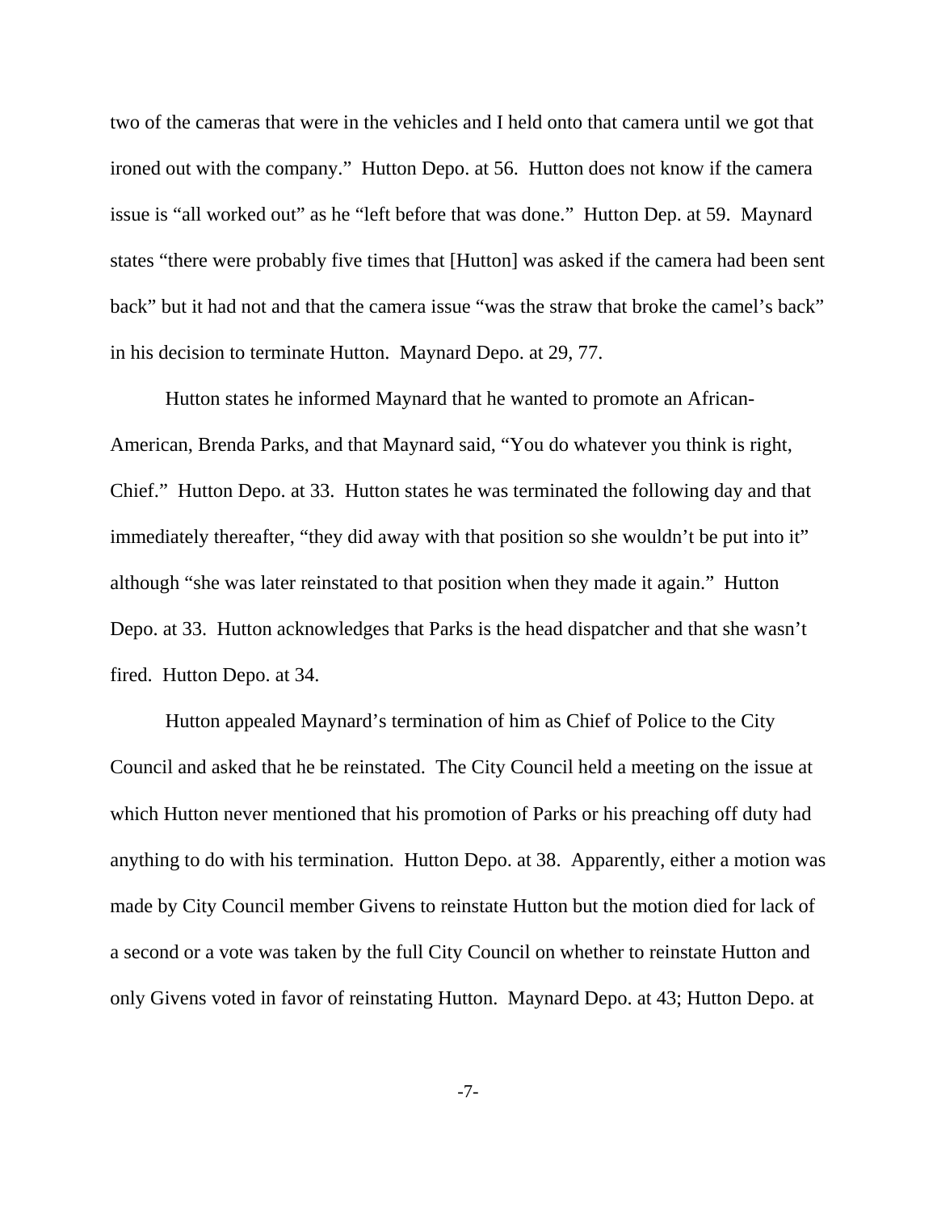two of the cameras that were in the vehicles and I held onto that camera until we got that ironed out with the company." Hutton Depo. at 56. Hutton does not know if the camera issue is "all worked out" as he "left before that was done." Hutton Dep. at 59. Maynard states "there were probably five times that [Hutton] was asked if the camera had been sent back" but it had not and that the camera issue "was the straw that broke the camel's back" in his decision to terminate Hutton. Maynard Depo. at 29, 77.

Hutton states he informed Maynard that he wanted to promote an African-American, Brenda Parks, and that Maynard said, "You do whatever you think is right, Chief." Hutton Depo. at 33. Hutton states he was terminated the following day and that immediately thereafter, "they did away with that position so she wouldn't be put into it" although "she was later reinstated to that position when they made it again." Hutton Depo. at 33. Hutton acknowledges that Parks is the head dispatcher and that she wasn't fired. Hutton Depo. at 34.

Hutton appealed Maynard's termination of him as Chief of Police to the City Council and asked that he be reinstated. The City Council held a meeting on the issue at which Hutton never mentioned that his promotion of Parks or his preaching off duty had anything to do with his termination. Hutton Depo. at 38. Apparently, either a motion was made by City Council member Givens to reinstate Hutton but the motion died for lack of a second or a vote was taken by the full City Council on whether to reinstate Hutton and only Givens voted in favor of reinstating Hutton. Maynard Depo. at 43; Hutton Depo. at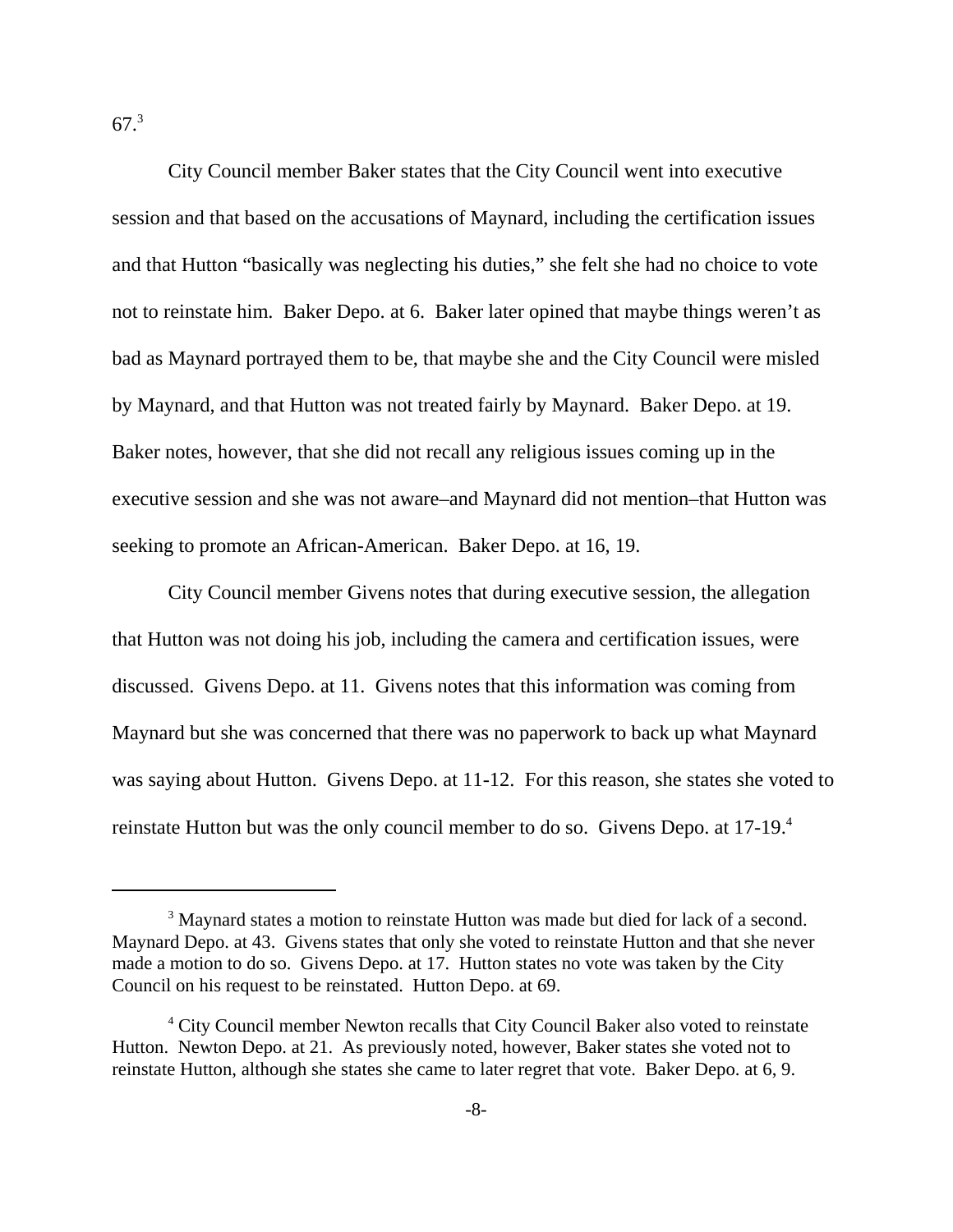67.[3]

City Council member Baker states that the City Council went into executive session and that based on the accusations of Maynard, including the certification issues and that Hutton "basically was neglecting his duties," she felt she had no choice to vote not to reinstate him. Baker Depo. at 6. Baker later opined that maybe things weren't as bad as Maynard portrayed them to be, that maybe she and the City Council were misled by Maynard, and that Hutton was not treated fairly by Maynard. Baker Depo. at 19. Baker notes, however, that she did not recall any religious issues coming up in the executive session and she was not aware–and Maynard did not mention–that Hutton was seeking to promote an African-American. Baker Depo. at 16, 19.

City Council member Givens notes that during executive session, the allegation that Hutton was not doing his job, including the camera and certification issues, were discussed. Givens Depo. at 11. Givens notes that this information was coming from Maynard but she was concerned that there was no paperwork to back up what Maynard was saying about Hutton. Givens Depo. at 11-12. For this reason, she states she voted to reinstate Hutton but was the only council member to do so. Givens Depo. at 17-19.[4]

---

[3] Maynard states a motion to reinstate Hutton was made but died for lack of a second. Maynard Depo. at 43. Givens states that only she voted to reinstate Hutton and that she never made a motion to do so. Givens Depo. at 17. Hutton states no vote was taken by the City Council on his request to be reinstated. Hutton Depo. at 69.

[4] City Council member Newton recalls that City Council Baker also voted to reinstate Hutton. Newton Depo. at 21. As previously noted, however, Baker states she voted not to reinstate Hutton, although she states she came to later regret that vote. Baker Depo. at 6, 9.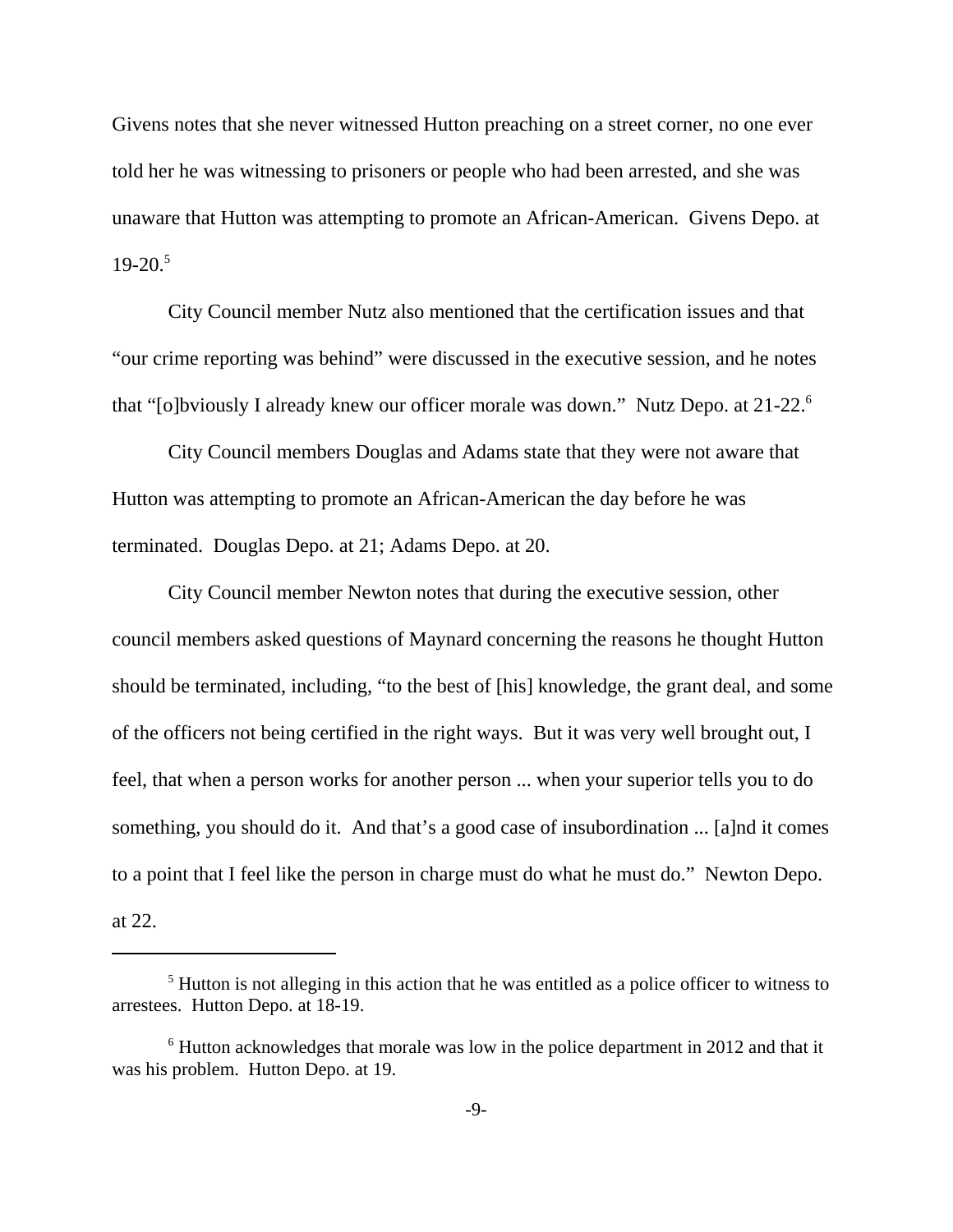Givens notes that she never witnessed Hutton preaching on a street corner, no one ever told her he was witnessing to prisoners or people who had been arrested, and she was unaware that Hutton was attempting to promote an African-American. Givens Depo. at 19-20.[5]

City Council member Nutz also mentioned that the certification issues and that "our crime reporting was behind" were discussed in the executive session, and he notes that "[o]bviously I already knew our officer morale was down." Nutz Depo. at 21-22.[6]

City Council members Douglas and Adams state that they were not aware that Hutton was attempting to promote an African-American the day before he was terminated. Douglas Depo. at 21; Adams Depo. at 20.

City Council member Newton notes that during the executive session, other council members asked questions of Maynard concerning the reasons he thought Hutton should be terminated, including, "to the best of [his] knowledge, the grant deal, and some of the officers not being certified in the right ways. But it was very well brought out, I feel, that when a person works for another person ... when your superior tells you to do something, you should do it. And that's a good case of insubordination ... [a]nd it comes to a point that I feel like the person in charge must do what he must do." Newton Depo. at 22.

---

[5] Hutton is not alleging in this action that he was entitled as a police officer to witness to arrestees. Hutton Depo. at 18-19.

[6] Hutton acknowledges that morale was low in the police department in 2012 and that it was his problem. Hutton Depo. at 19.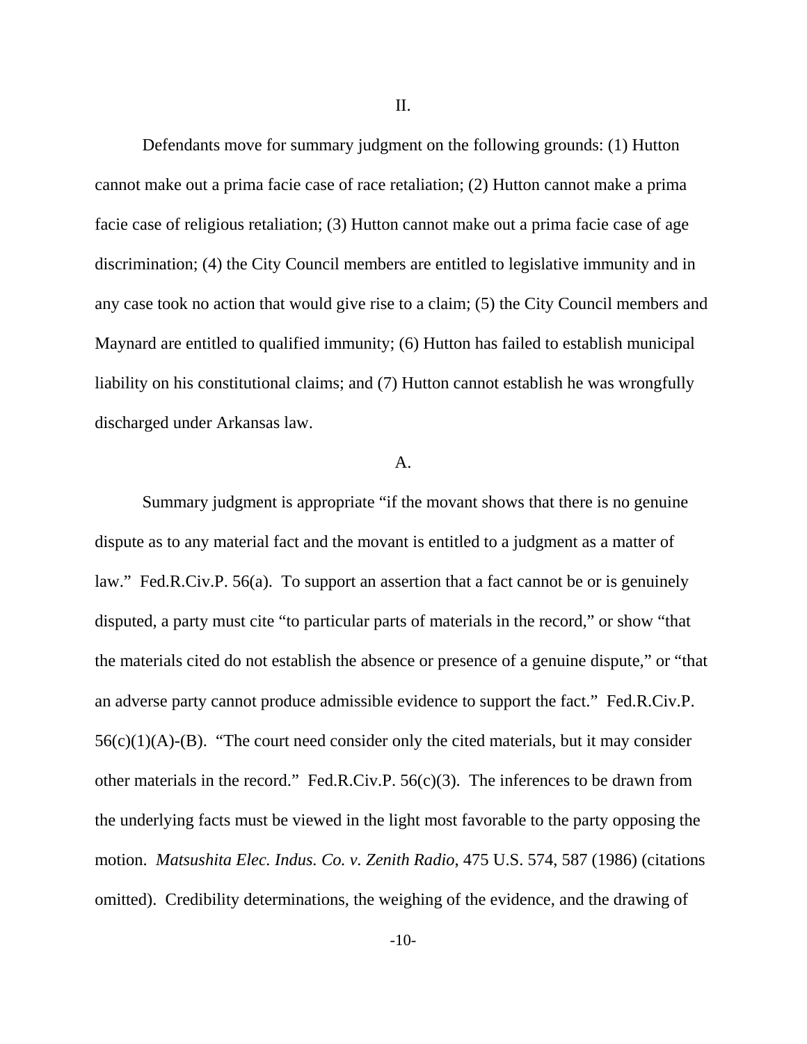## II.

Defendants move for summary judgment on the following grounds: (1) Hutton cannot make out a prima facie case of race retaliation; (2) Hutton cannot make a prima facie case of religious retaliation; (3) Hutton cannot make out a prima facie case of age discrimination; (4) the City Council members are entitled to legislative immunity and in any case took no action that would give rise to a claim; (5) the City Council members and Maynard are entitled to qualified immunity; (6) Hutton has failed to establish municipal liability on his constitutional claims; and (7) Hutton cannot establish he was wrongfully discharged under Arkansas law.

### A.

Summary judgment is appropriate "if the movant shows that there is no genuine dispute as to any material fact and the movant is entitled to a judgment as a matter of law." Fed.R.Civ.P. 56(a). To support an assertion that a fact cannot be or is genuinely disputed, a party must cite "to particular parts of materials in the record," or show "that the materials cited do not establish the absence or presence of a genuine dispute," or "that an adverse party cannot produce admissible evidence to support the fact." Fed.R.Civ.P. 56(c)(1)(A)-(B). "The court need consider only the cited materials, but it may consider other materials in the record." Fed.R.Civ.P. 56(c)(3). The inferences to be drawn from the underlying facts must be viewed in the light most favorable to the party opposing the motion. *Matsushita Elec. Indus. Co. v. Zenith Radio*, 475 U.S. 574, 587 (1986) (citations omitted). Credibility determinations, the weighing of the evidence, and the drawing of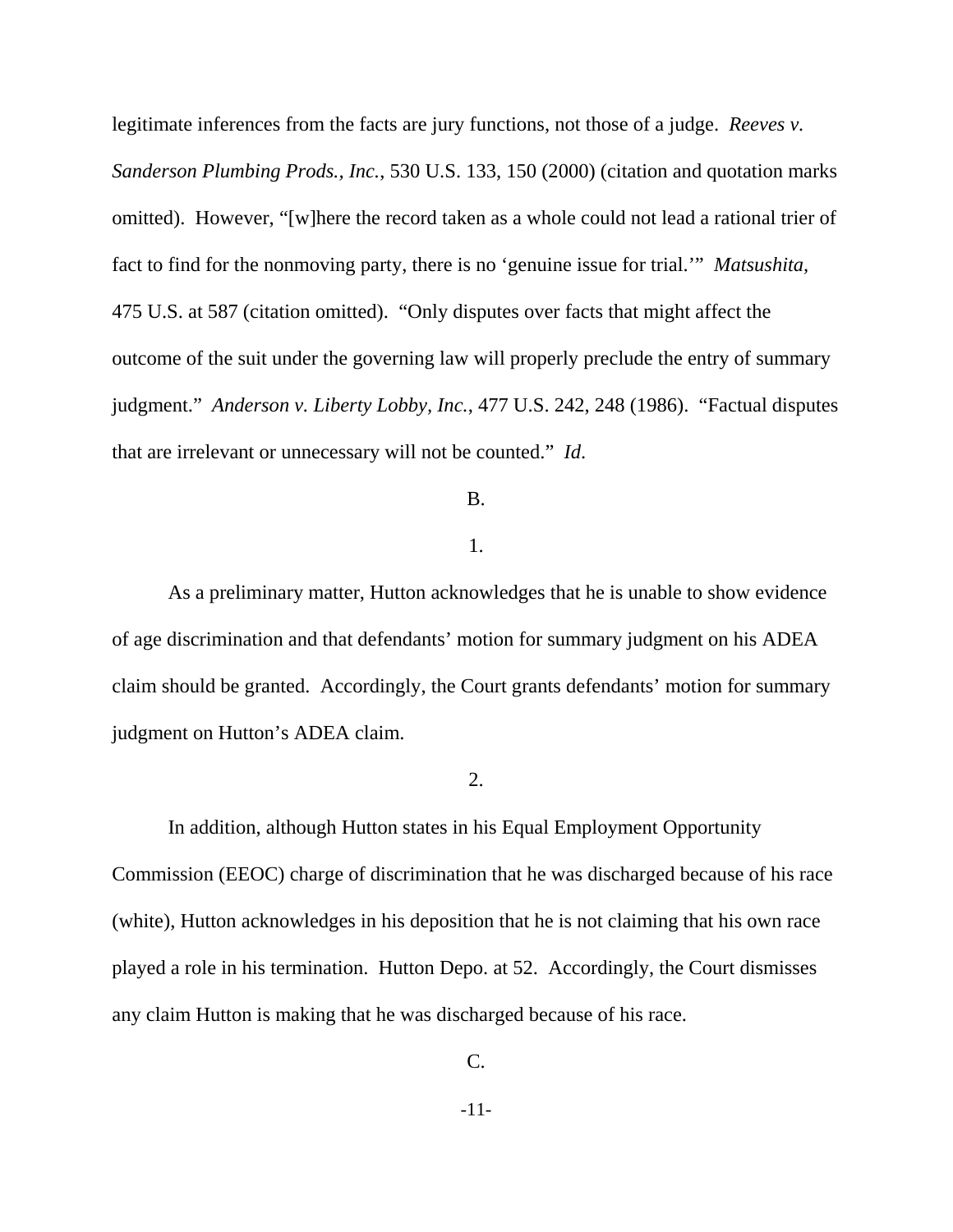legitimate inferences from the facts are jury functions, not those of a judge. *Reeves v. Sanderson Plumbing Prods., Inc.*, 530 U.S. 133, 150 (2000) (citation and quotation marks omitted). However, "[w]here the record taken as a whole could not lead a rational trier of fact to find for the nonmoving party, there is no 'genuine issue for trial.'" *Matsushita*, 475 U.S. at 587 (citation omitted). "Only disputes over facts that might affect the outcome of the suit under the governing law will properly preclude the entry of summary judgment." *Anderson v. Liberty Lobby, Inc.*, 477 U.S. 242, 248 (1986). "Factual disputes that are irrelevant or unnecessary will not be counted." *Id*.

B.

1.

As a preliminary matter, Hutton acknowledges that he is unable to show evidence of age discrimination and that defendants' motion for summary judgment on his ADEA claim should be granted. Accordingly, the Court grants defendants' motion for summary judgment on Hutton's ADEA claim.

2.

In addition, although Hutton states in his Equal Employment Opportunity Commission (EEOC) charge of discrimination that he was discharged because of his race (white), Hutton acknowledges in his deposition that he is not claiming that his own race played a role in his termination. Hutton Depo. at 52. Accordingly, the Court dismisses any claim Hutton is making that he was discharged because of his race.

C.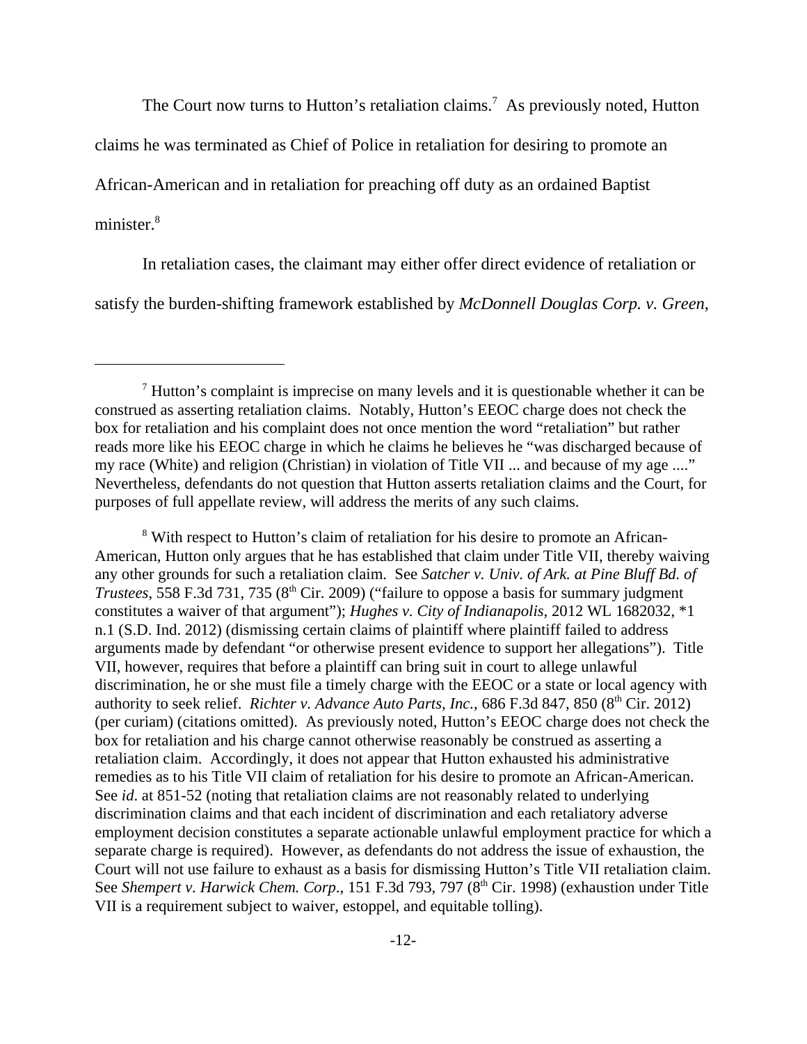The Court now turns to Hutton's retaliation claims.[7] As previously noted, Hutton claims he was terminated as Chief of Police in retaliation for desiring to promote an African-American and in retaliation for preaching off duty as an ordained Baptist minister.[8]

In retaliation cases, the claimant may either offer direct evidence of retaliation or satisfy the burden-shifting framework established by *McDonnell Douglas Corp. v. Green*,

---

[7] Hutton's complaint is imprecise on many levels and it is questionable whether it can be construed as asserting retaliation claims. Notably, Hutton's EEOC charge does not check the box for retaliation and his complaint does not once mention the word "retaliation" but rather reads more like his EEOC charge in which he claims he believes he "was discharged because of my race (White) and religion (Christian) in violation of Title VII ... and because of my age ...." Nevertheless, defendants do not question that Hutton asserts retaliation claims and the Court, for purposes of full appellate review, will address the merits of any such claims.

[8] With respect to Hutton's claim of retaliation for his desire to promote an African-American, Hutton only argues that he has established that claim under Title VII, thereby waiving any other grounds for such a retaliation claim. See *Satcher v. Univ. of Ark. at Pine Bluff Bd. of Trustees*, 558 F.3d 731, 735 (8th Cir. 2009) ("failure to oppose a basis for summary judgment constitutes a waiver of that argument"); *Hughes v. City of Indianapolis*, 2012 WL 1682032, *1 n.1 (S.D. Ind. 2012) (dismissing certain claims of plaintiff where plaintiff failed to address arguments made by defendant "or otherwise present evidence to support her allegations"). Title VII, however, requires that before a plaintiff can bring suit in court to allege unlawful discrimination, he or she must file a timely charge with the EEOC or a state or local agency with authority to seek relief. *Richter v. Advance Auto Parts, Inc.*, 686 F.3d 847, 850 (8th Cir. 2012) (per curiam) (citations omitted). As previously noted, Hutton's EEOC charge does not check the box for retaliation and his charge cannot otherwise reasonably be construed as asserting a retaliation claim. Accordingly, it does not appear that Hutton exhausted his administrative remedies as to his Title VII claim of retaliation for his desire to promote an African-American. See *id*. at 851-52 (noting that retaliation claims are not reasonably related to underlying discrimination claims and that each incident of discrimination and each retaliatory adverse employment decision constitutes a separate actionable unlawful employment practice for which a separate charge is required). However, as defendants do not address the issue of exhaustion, the Court will not use failure to exhaust as a basis for dismissing Hutton's Title VII retaliation claim. See *Shempert v. Harwick Chem. Corp*., 151 F.3d 793, 797 (8th Cir. 1998) (exhaustion under Title VII is a requirement subject to waiver, estoppel, and equitable tolling).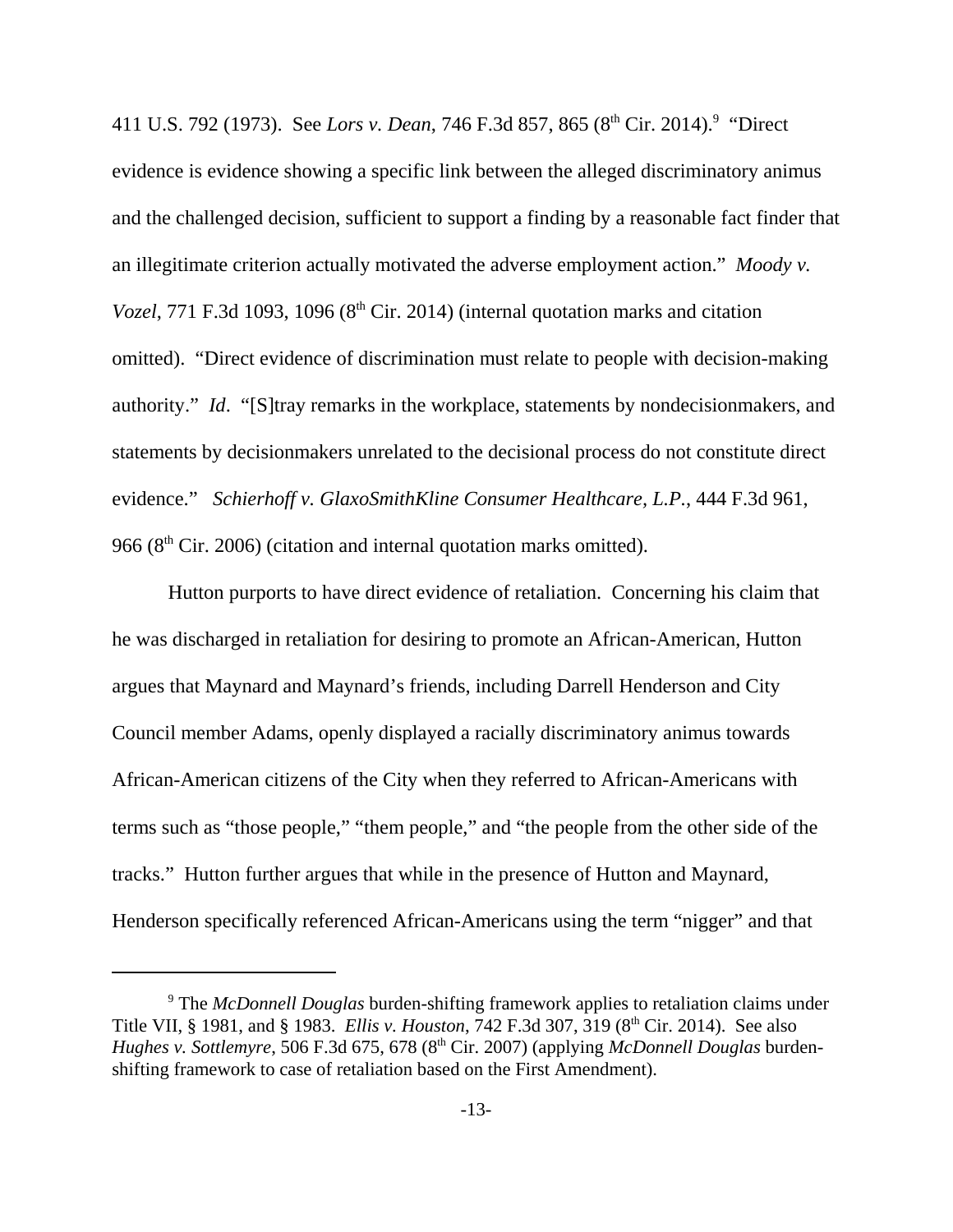411 U.S. 792 (1973). See *Lors v. Dean*, 746 F.3d 857, 865 (8th Cir. 2014).[9] "Direct evidence is evidence showing a specific link between the alleged discriminatory animus and the challenged decision, sufficient to support a finding by a reasonable fact finder that an illegitimate criterion actually motivated the adverse employment action." *Moody v. Vozel*, 771 F.3d 1093, 1096 (8th Cir. 2014) (internal quotation marks and citation omitted). "Direct evidence of discrimination must relate to people with decision-making authority." *Id*. "[S]tray remarks in the workplace, statements by nondecisionmakers, and statements by decisionmakers unrelated to the decisional process do not constitute direct evidence." *Schierhoff v. GlaxoSmithKline Consumer Healthcare, L.P.*, 444 F.3d 961, 966 (8th Cir. 2006) (citation and internal quotation marks omitted).

Hutton purports to have direct evidence of retaliation. Concerning his claim that he was discharged in retaliation for desiring to promote an African-American, Hutton argues that Maynard and Maynard's friends, including Darrell Henderson and City Council member Adams, openly displayed a racially discriminatory animus towards African-American citizens of the City when they referred to African-Americans with terms such as "those people," "them people," and "the people from the other side of the tracks." Hutton further argues that while in the presence of Hutton and Maynard, Henderson specifically referenced African-Americans using the term "nigger" and that

---

[9] The *McDonnell Douglas* burden-shifting framework applies to retaliation claims under Title VII, § 1981, and § 1983. *Ellis v. Houston*, 742 F.3d 307, 319 (8th Cir. 2014). See also *Hughes v. Sottlemyre*, 506 F.3d 675, 678 (8th Cir. 2007) (applying *McDonnell Douglas* burden-shifting framework to case of retaliation based on the First Amendment).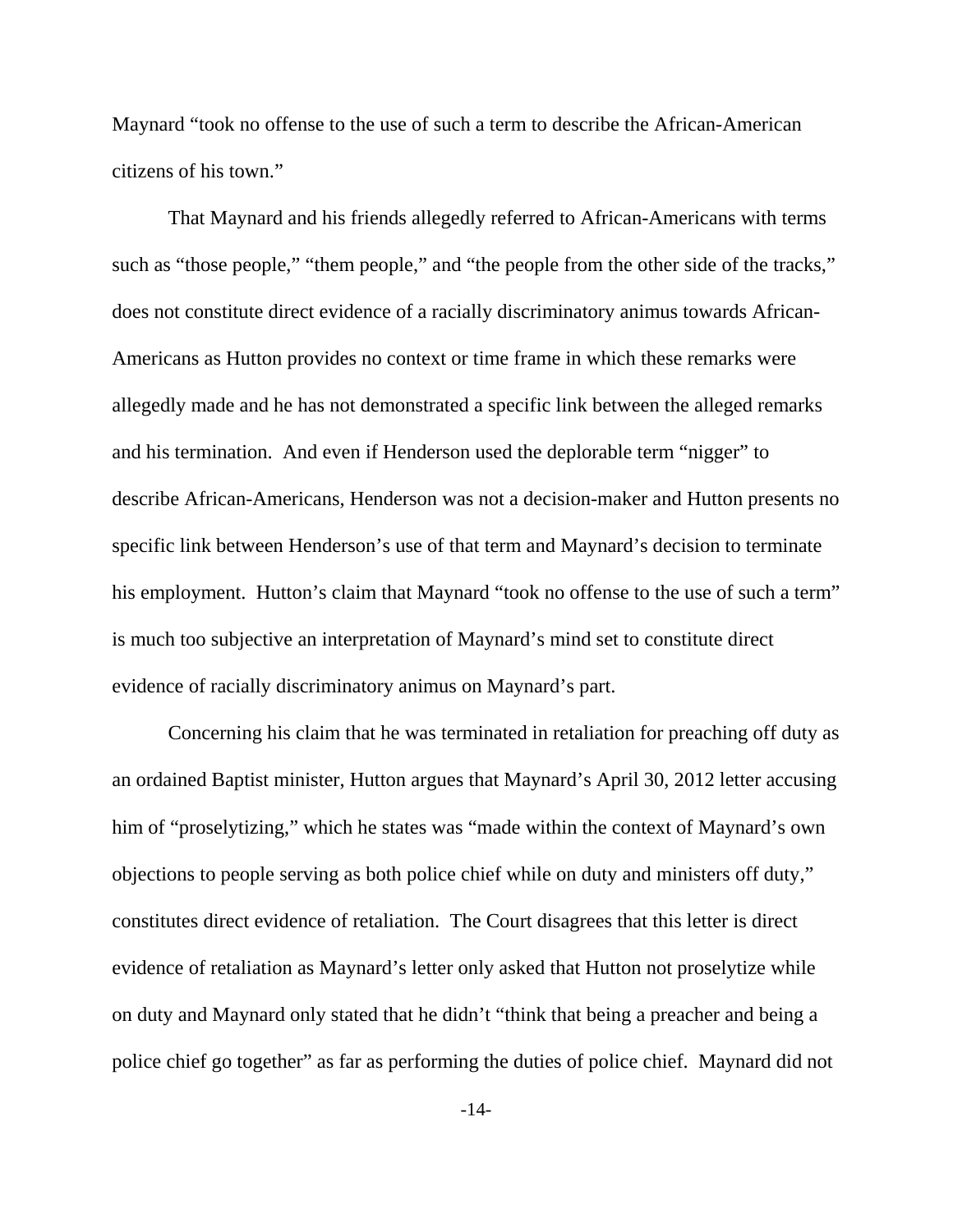Maynard "took no offense to the use of such a term to describe the African-American citizens of his town."

That Maynard and his friends allegedly referred to African-Americans with terms such as "those people," "them people," and "the people from the other side of the tracks," does not constitute direct evidence of a racially discriminatory animus towards African-Americans as Hutton provides no context or time frame in which these remarks were allegedly made and he has not demonstrated a specific link between the alleged remarks and his termination. And even if Henderson used the deplorable term "nigger" to describe African-Americans, Henderson was not a decision-maker and Hutton presents no specific link between Henderson's use of that term and Maynard's decision to terminate his employment. Hutton's claim that Maynard "took no offense to the use of such a term" is much too subjective an interpretation of Maynard's mind set to constitute direct evidence of racially discriminatory animus on Maynard's part.

Concerning his claim that he was terminated in retaliation for preaching off duty as an ordained Baptist minister, Hutton argues that Maynard's April 30, 2012 letter accusing him of "proselytizing," which he states was "made within the context of Maynard's own objections to people serving as both police chief while on duty and ministers off duty," constitutes direct evidence of retaliation. The Court disagrees that this letter is direct evidence of retaliation as Maynard's letter only asked that Hutton not proselytize while on duty and Maynard only stated that he didn't "think that being a preacher and being a police chief go together" as far as performing the duties of police chief. Maynard did not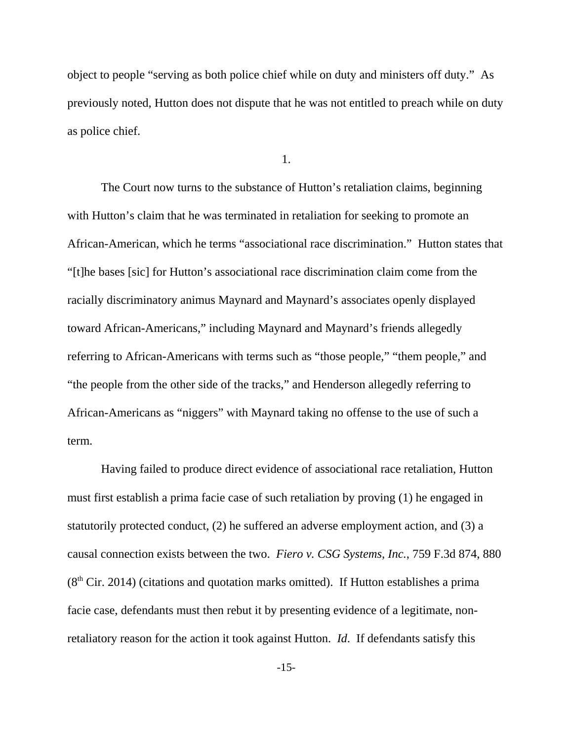object to people "serving as both police chief while on duty and ministers off duty." As previously noted, Hutton does not dispute that he was not entitled to preach while on duty as police chief.

1.

The Court now turns to the substance of Hutton's retaliation claims, beginning with Hutton's claim that he was terminated in retaliation for seeking to promote an African-American, which he terms "associational race discrimination." Hutton states that "[t]he bases [sic] for Hutton's associational race discrimination claim come from the racially discriminatory animus Maynard and Maynard's associates openly displayed toward African-Americans," including Maynard and Maynard's friends allegedly referring to African-Americans with terms such as "those people," "them people," and "the people from the other side of the tracks," and Henderson allegedly referring to African-Americans as "niggers" with Maynard taking no offense to the use of such a term.

Having failed to produce direct evidence of associational race retaliation, Hutton must first establish a prima facie case of such retaliation by proving (1) he engaged in statutorily protected conduct, (2) he suffered an adverse employment action, and (3) a causal connection exists between the two. *Fiero v. CSG Systems, Inc.*, 759 F.3d 874, 880 (8th Cir. 2014) (citations and quotation marks omitted). If Hutton establishes a prima facie case, defendants must then rebut it by presenting evidence of a legitimate, non-retaliatory reason for the action it took against Hutton. *Id*. If defendants satisfy this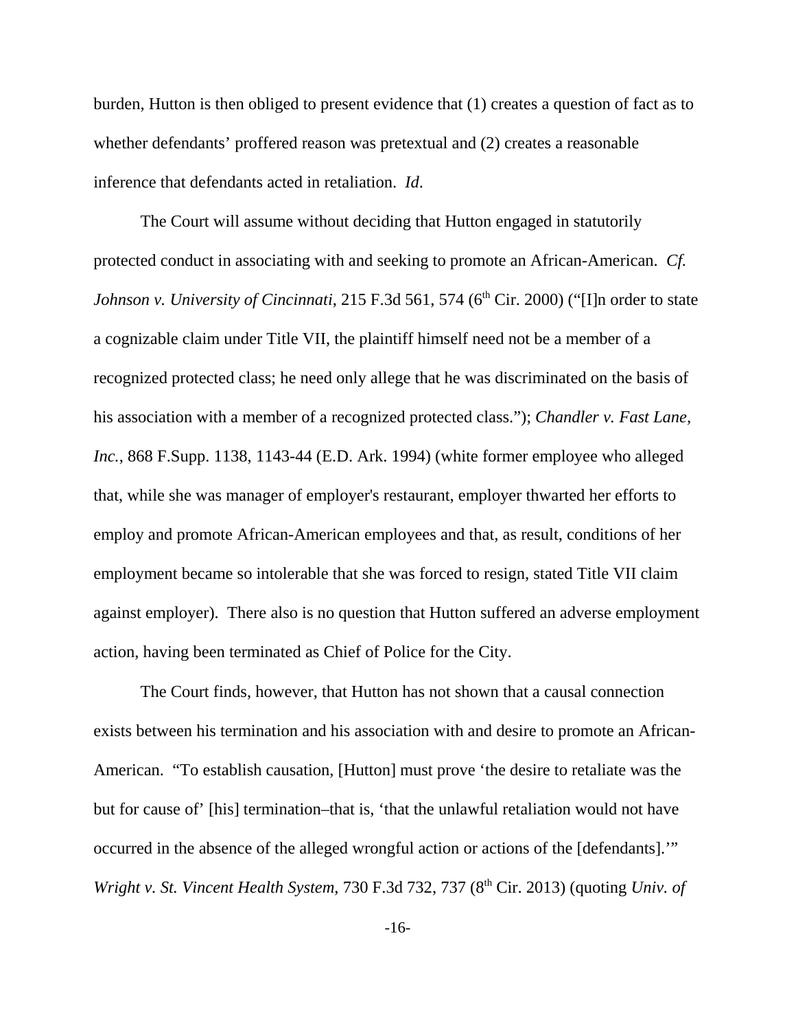burden, Hutton is then obliged to present evidence that (1) creates a question of fact as to whether defendants' proffered reason was pretextual and (2) creates a reasonable inference that defendants acted in retaliation. *Id*.

The Court will assume without deciding that Hutton engaged in statutorily protected conduct in associating with and seeking to promote an African-American. *Cf. Johnson v. University of Cincinnati*, 215 F.3d 561, 574 (6th Cir. 2000) ("[I]n order to state a cognizable claim under Title VII, the plaintiff himself need not be a member of a recognized protected class; he need only allege that he was discriminated on the basis of his association with a member of a recognized protected class."); *Chandler v. Fast Lane, Inc.*, 868 F.Supp. 1138, 1143-44 (E.D. Ark. 1994) (white former employee who alleged that, while she was manager of employer's restaurant, employer thwarted her efforts to employ and promote African-American employees and that, as result, conditions of her employment became so intolerable that she was forced to resign, stated Title VII claim against employer). There also is no question that Hutton suffered an adverse employment action, having been terminated as Chief of Police for the City.

The Court finds, however, that Hutton has not shown that a causal connection exists between his termination and his association with and desire to promote an African-American. "To establish causation, [Hutton] must prove 'the desire to retaliate was the but for cause of' [his] termination–that is, 'that the unlawful retaliation would not have occurred in the absence of the alleged wrongful action or actions of the [defendants].'" *Wright v. St. Vincent Health System*, 730 F.3d 732, 737 (8th Cir. 2013) (quoting *Univ. of*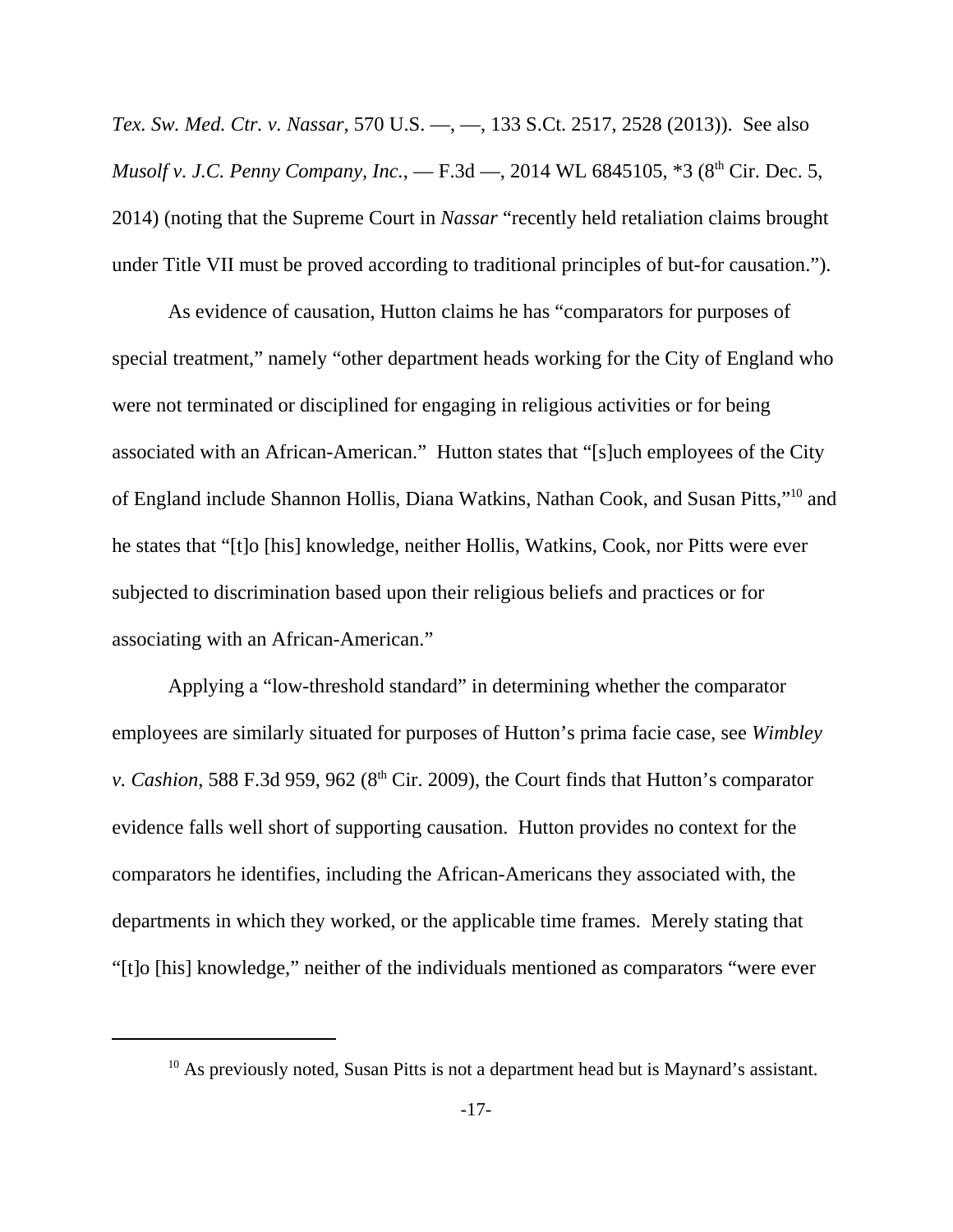*Tex. Sw. Med. Ctr. v. Nassar*, 570 U.S. —, —, 133 S.Ct. 2517, 2528 (2013)). See also *Musolf v. J.C. Penny Company, Inc.*, — F.3d —, 2014 WL 6845105, *3 (8th Cir. Dec. 5, 2014) (noting that the Supreme Court in *Nassar* "recently held retaliation claims brought under Title VII must be proved according to traditional principles of but-for causation.").

As evidence of causation, Hutton claims he has "comparators for purposes of special treatment," namely "other department heads working for the City of England who were not terminated or disciplined for engaging in religious activities or for being associated with an African-American." Hutton states that "[s]uch employees of the City of England include Shannon Hollis, Diana Watkins, Nathan Cook, and Susan Pitts,"[10] and he states that "[t]o [his] knowledge, neither Hollis, Watkins, Cook, nor Pitts were ever subjected to discrimination based upon their religious beliefs and practices or for associating with an African-American."

Applying a "low-threshold standard" in determining whether the comparator employees are similarly situated for purposes of Hutton's prima facie case, see *Wimbley v. Cashion*, 588 F.3d 959, 962 (8th Cir. 2009), the Court finds that Hutton's comparator evidence falls well short of supporting causation. Hutton provides no context for the comparators he identifies, including the African-Americans they associated with, the departments in which they worked, or the applicable time frames. Merely stating that "[t]o [his] knowledge," neither of the individuals mentioned as comparators "were ever

---

[10] As previously noted, Susan Pitts is not a department head but is Maynard's assistant.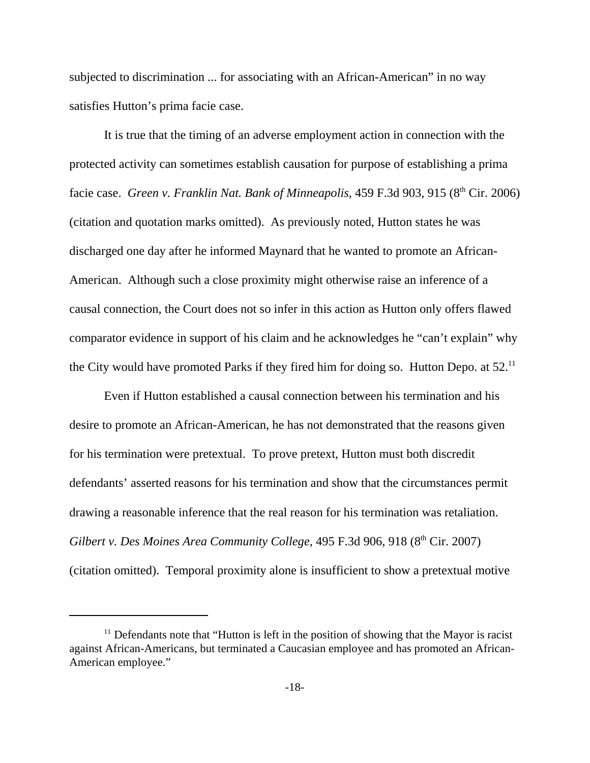subjected to discrimination ... for associating with an African-American" in no way satisfies Hutton's prima facie case.

It is true that the timing of an adverse employment action in connection with the protected activity can sometimes establish causation for purpose of establishing a prima facie case. *Green v. Franklin Nat. Bank of Minneapolis*, 459 F.3d 903, 915 (8th Cir. 2006) (citation and quotation marks omitted). As previously noted, Hutton states he was discharged one day after he informed Maynard that he wanted to promote an African-American. Although such a close proximity might otherwise raise an inference of a causal connection, the Court does not so infer in this action as Hutton only offers flawed comparator evidence in support of his claim and he acknowledges he "can't explain" why the City would have promoted Parks if they fired him for doing so. Hutton Depo. at 52.[11]

Even if Hutton established a causal connection between his termination and his desire to promote an African-American, he has not demonstrated that the reasons given for his termination were pretextual. To prove pretext, Hutton must both discredit defendants' asserted reasons for his termination and show that the circumstances permit drawing a reasonable inference that the real reason for his termination was retaliation. *Gilbert v. Des Moines Area Community College*, 495 F.3d 906, 918 (8th Cir. 2007) (citation omitted). Temporal proximity alone is insufficient to show a pretextual motive

[11] Defendants note that "Hutton is left in the position of showing that the Mayor is racist against African-Americans, but terminated a Caucasian employee and has promoted an African-American employee."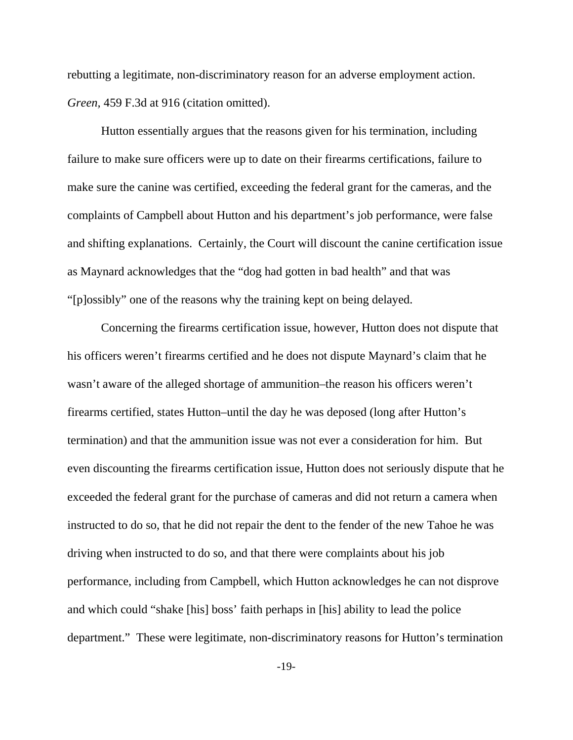rebutting a legitimate, non-discriminatory reason for an adverse employment action. *Green*, 459 F.3d at 916 (citation omitted).

Hutton essentially argues that the reasons given for his termination, including failure to make sure officers were up to date on their firearms certifications, failure to make sure the canine was certified, exceeding the federal grant for the cameras, and the complaints of Campbell about Hutton and his department's job performance, were false and shifting explanations. Certainly, the Court will discount the canine certification issue as Maynard acknowledges that the "dog had gotten in bad health" and that was "[p]ossibly" one of the reasons why the training kept on being delayed.

Concerning the firearms certification issue, however, Hutton does not dispute that his officers weren't firearms certified and he does not dispute Maynard's claim that he wasn't aware of the alleged shortage of ammunition–the reason his officers weren't firearms certified, states Hutton–until the day he was deposed (long after Hutton's termination) and that the ammunition issue was not ever a consideration for him. But even discounting the firearms certification issue, Hutton does not seriously dispute that he exceeded the federal grant for the purchase of cameras and did not return a camera when instructed to do so, that he did not repair the dent to the fender of the new Tahoe he was driving when instructed to do so, and that there were complaints about his job performance, including from Campbell, which Hutton acknowledges he can not disprove and which could "shake [his] boss' faith perhaps in [his] ability to lead the police department." These were legitimate, non-discriminatory reasons for Hutton's termination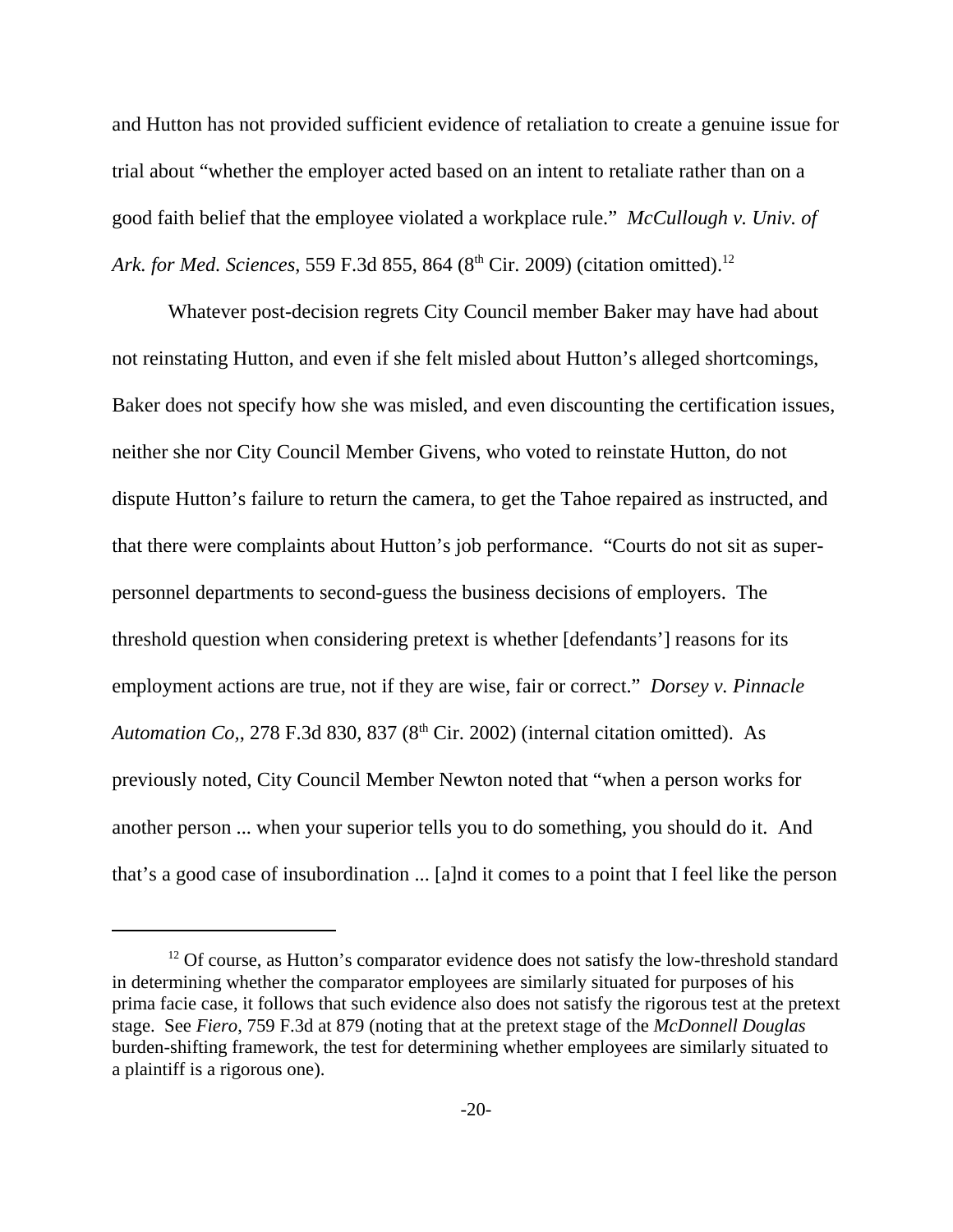and Hutton has not provided sufficient evidence of retaliation to create a genuine issue for trial about "whether the employer acted based on an intent to retaliate rather than on a good faith belief that the employee violated a workplace rule." *McCullough v. Univ. of Ark. for Med. Sciences*, 559 F.3d 855, 864 (8th Cir. 2009) (citation omitted).[12]

Whatever post-decision regrets City Council member Baker may have had about not reinstating Hutton, and even if she felt misled about Hutton's alleged shortcomings, Baker does not specify how she was misled, and even discounting the certification issues, neither she nor City Council Member Givens, who voted to reinstate Hutton, do not dispute Hutton's failure to return the camera, to get the Tahoe repaired as instructed, and that there were complaints about Hutton's job performance. "Courts do not sit as super-personnel departments to second-guess the business decisions of employers. The threshold question when considering pretext is whether [defendants'] reasons for its employment actions are true, not if they are wise, fair or correct." *Dorsey v. Pinnacle Automation Co,*, 278 F.3d 830, 837 (8th Cir. 2002) (internal citation omitted). As previously noted, City Council Member Newton noted that "when a person works for another person ... when your superior tells you to do something, you should do it. And that's a good case of insubordination ... [a]nd it comes to a point that I feel like the person

---

[12] Of course, as Hutton's comparator evidence does not satisfy the low-threshold standard in determining whether the comparator employees are similarly situated for purposes of his prima facie case, it follows that such evidence also does not satisfy the rigorous test at the pretext stage. See *Fiero*, 759 F.3d at 879 (noting that at the pretext stage of the *McDonnell Douglas* burden-shifting framework, the test for determining whether employees are similarly situated to a plaintiff is a rigorous one).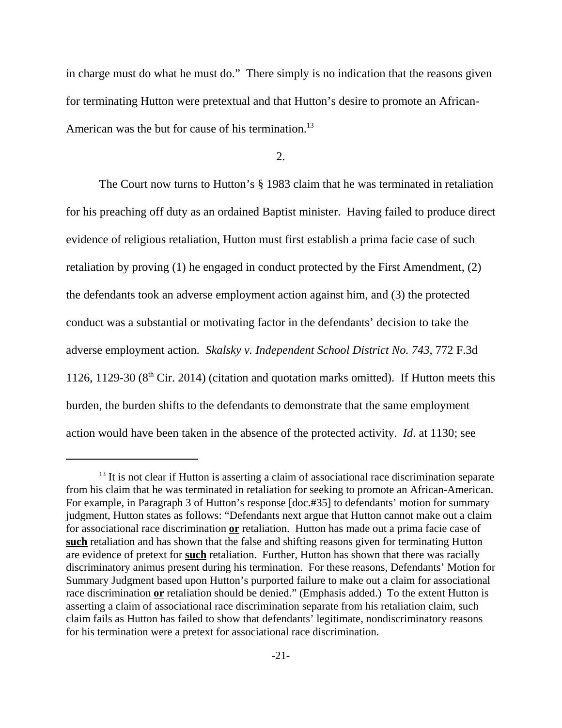in charge must do what he must do." There simply is no indication that the reasons given for terminating Hutton were pretextual and that Hutton's desire to promote an African-American was the but for cause of his termination.[13]

2.

The Court now turns to Hutton's § 1983 claim that he was terminated in retaliation for his preaching off duty as an ordained Baptist minister. Having failed to produce direct evidence of religious retaliation, Hutton must first establish a prima facie case of such retaliation by proving (1) he engaged in conduct protected by the First Amendment, (2) the defendants took an adverse employment action against him, and (3) the protected conduct was a substantial or motivating factor in the defendants' decision to take the adverse employment action. *Skalsky v. Independent School District No. 743*, 772 F.3d 1126, 1129-30 (8th Cir. 2014) (citation and quotation marks omitted). If Hutton meets this burden, the burden shifts to the defendants to demonstrate that the same employment action would have been taken in the absence of the protected activity. *Id*. at 1130; see

[13] It is not clear if Hutton is asserting a claim of associational race discrimination separate from his claim that he was terminated in retaliation for seeking to promote an African-American. For example, in Paragraph 3 of Hutton's response [doc.#35] to defendants' motion for summary judgment, Hutton states as follows: "Defendants next argue that Hutton cannot make out a claim for associational race discrimination **or** retaliation. Hutton has made out a prima facie case of **such** retaliation and has shown that the false and shifting reasons given for terminating Hutton are evidence of pretext for **such** retaliation. Further, Hutton has shown that there was racially discriminatory animus present during his termination. For these reasons, Defendants' Motion for Summary Judgment based upon Hutton's purported failure to make out a claim for associational race discrimination **or** retaliation should be denied." (Emphasis added.) To the extent Hutton is asserting a claim of associational race discrimination separate from his retaliation claim, such claim fails as Hutton has failed to show that defendants' legitimate, nondiscriminatory reasons for his termination were a pretext for associational race discrimination.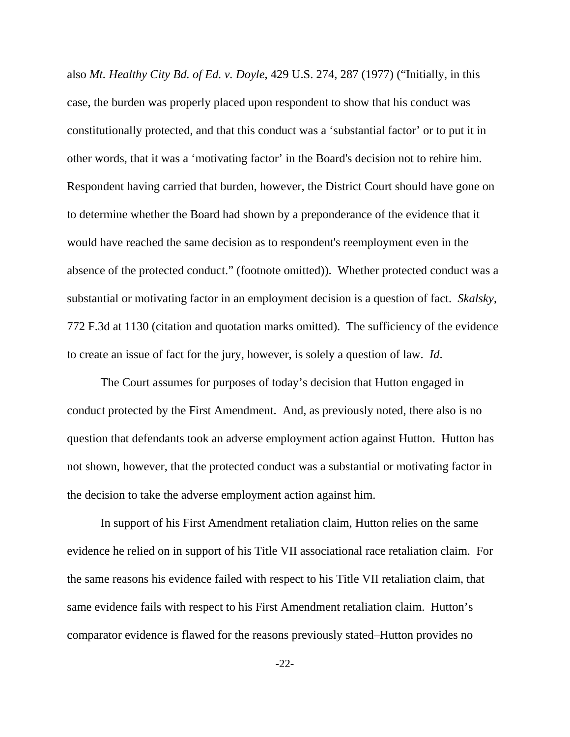also *Mt. Healthy City Bd. of Ed. v. Doyle*, 429 U.S. 274, 287 (1977) ("Initially, in this case, the burden was properly placed upon respondent to show that his conduct was constitutionally protected, and that this conduct was a 'substantial factor' or to put it in other words, that it was a 'motivating factor' in the Board's decision not to rehire him. Respondent having carried that burden, however, the District Court should have gone on to determine whether the Board had shown by a preponderance of the evidence that it would have reached the same decision as to respondent's reemployment even in the absence of the protected conduct." (footnote omitted)). Whether protected conduct was a substantial or motivating factor in an employment decision is a question of fact. *Skalsky*, 772 F.3d at 1130 (citation and quotation marks omitted). The sufficiency of the evidence to create an issue of fact for the jury, however, is solely a question of law. *Id*.

The Court assumes for purposes of today's decision that Hutton engaged in conduct protected by the First Amendment. And, as previously noted, there also is no question that defendants took an adverse employment action against Hutton. Hutton has not shown, however, that the protected conduct was a substantial or motivating factor in the decision to take the adverse employment action against him.

In support of his First Amendment retaliation claim, Hutton relies on the same evidence he relied on in support of his Title VII associational race retaliation claim. For the same reasons his evidence failed with respect to his Title VII retaliation claim, that same evidence fails with respect to his First Amendment retaliation claim. Hutton's comparator evidence is flawed for the reasons previously stated–Hutton provides no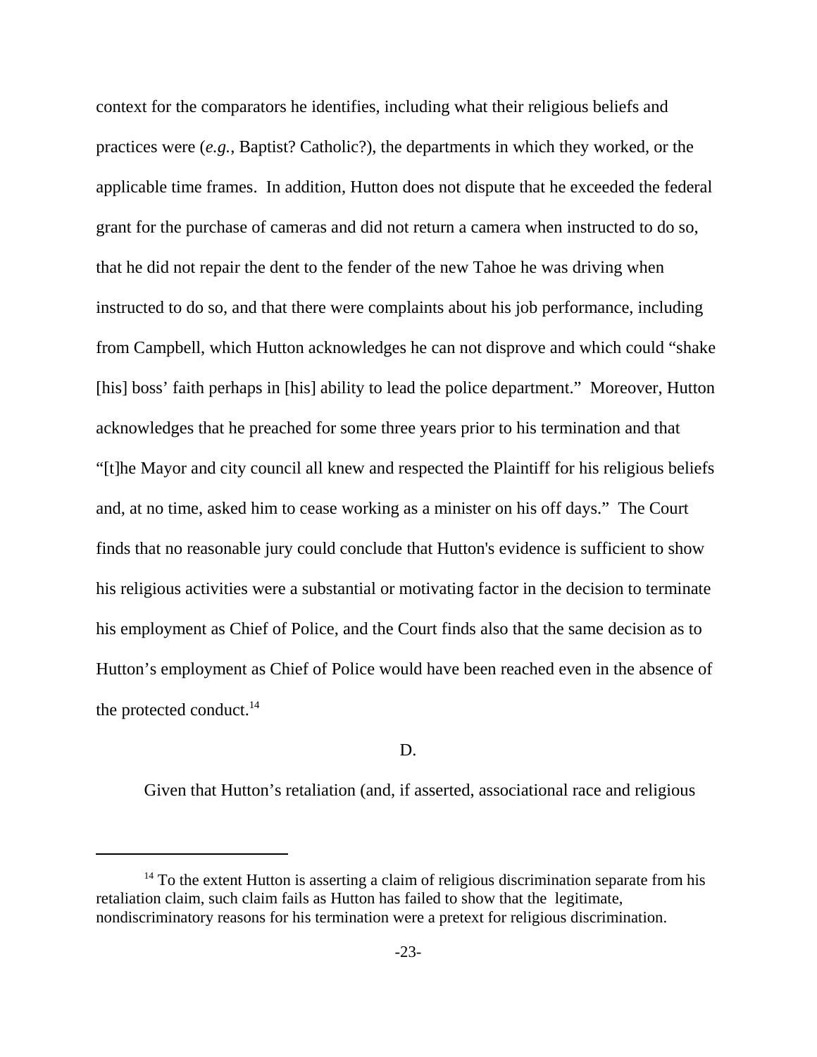context for the comparators he identifies, including what their religious beliefs and practices were (*e.g.*, Baptist? Catholic?), the departments in which they worked, or the applicable time frames. In addition, Hutton does not dispute that he exceeded the federal grant for the purchase of cameras and did not return a camera when instructed to do so, that he did not repair the dent to the fender of the new Tahoe he was driving when instructed to do so, and that there were complaints about his job performance, including from Campbell, which Hutton acknowledges he can not disprove and which could "shake [his] boss' faith perhaps in [his] ability to lead the police department." Moreover, Hutton acknowledges that he preached for some three years prior to his termination and that "[t]he Mayor and city council all knew and respected the Plaintiff for his religious beliefs and, at no time, asked him to cease working as a minister on his off days." The Court finds that no reasonable jury could conclude that Hutton's evidence is sufficient to show his religious activities were a substantial or motivating factor in the decision to terminate his employment as Chief of Police, and the Court finds also that the same decision as to Hutton's employment as Chief of Police would have been reached even in the absence of the protected conduct.[14]

D.

Given that Hutton's retaliation (and, if asserted, associational race and religious

---

[14] To the extent Hutton is asserting a claim of religious discrimination separate from his retaliation claim, such claim fails as Hutton has failed to show that the legitimate, nondiscriminatory reasons for his termination were a pretext for religious discrimination.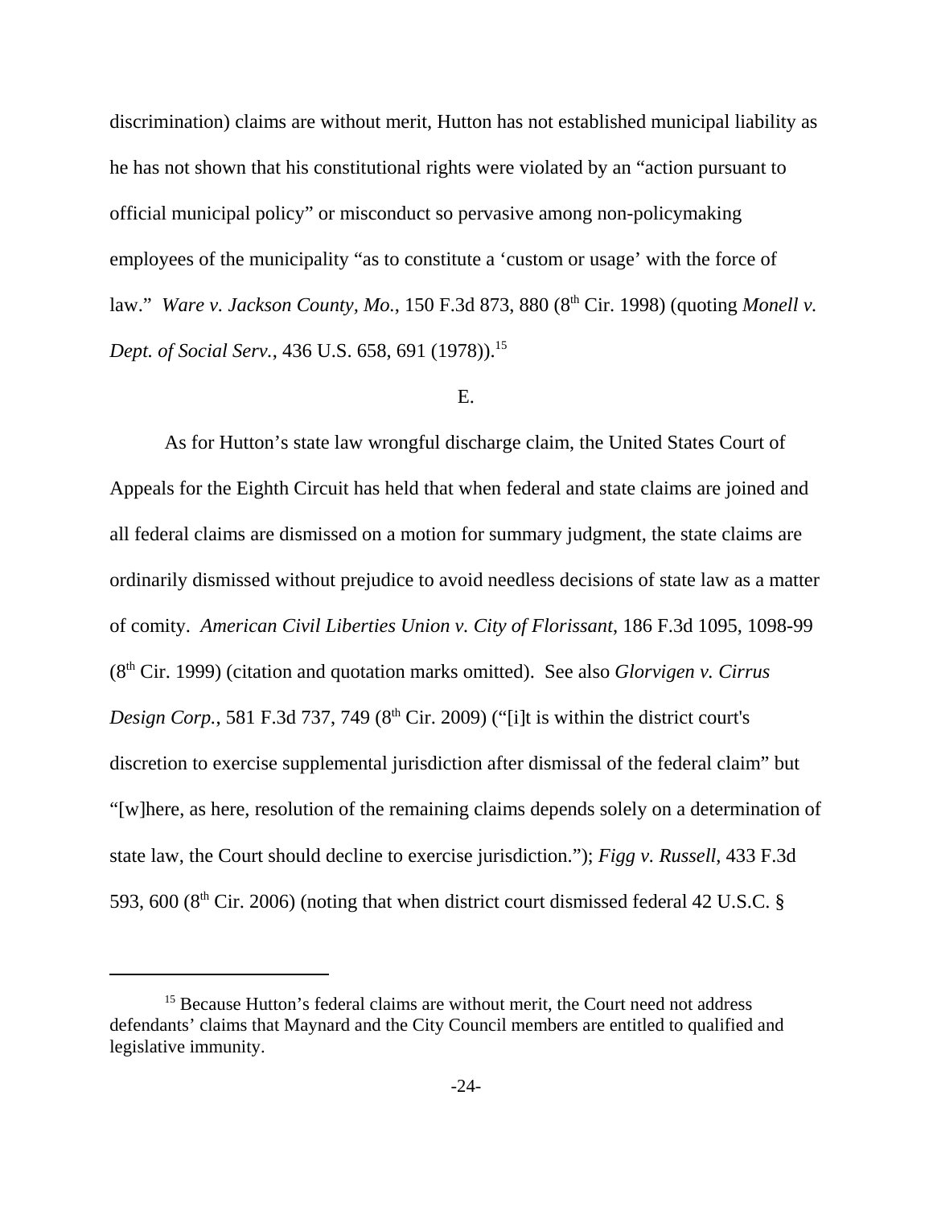discrimination) claims are without merit, Hutton has not established municipal liability as he has not shown that his constitutional rights were violated by an "action pursuant to official municipal policy" or misconduct so pervasive among non-policymaking employees of the municipality "as to constitute a 'custom or usage' with the force of law." *Ware v. Jackson County, Mo.*, 150 F.3d 873, 880 (8th Cir. 1998) (quoting *Monell v. Dept. of Social Serv.*, 436 U.S. 658, 691 (1978)).[15]

E.

As for Hutton's state law wrongful discharge claim, the United States Court of Appeals for the Eighth Circuit has held that when federal and state claims are joined and all federal claims are dismissed on a motion for summary judgment, the state claims are ordinarily dismissed without prejudice to avoid needless decisions of state law as a matter of comity. *American Civil Liberties Union v. City of Florissant*, 186 F.3d 1095, 1098-99 (8th Cir. 1999) (citation and quotation marks omitted). See also *Glorvigen v. Cirrus Design Corp.*, 581 F.3d 737, 749 (8th Cir. 2009) ("[i]t is within the district court's discretion to exercise supplemental jurisdiction after dismissal of the federal claim" but "[w]here, as here, resolution of the remaining claims depends solely on a determination of state law, the Court should decline to exercise jurisdiction."); *Figg v. Russell*, 433 F.3d 593, 600 (8th Cir. 2006) (noting that when district court dismissed federal 42 U.S.C. §

---

[15] Because Hutton's federal claims are without merit, the Court need not address defendants' claims that Maynard and the City Council members are entitled to qualified and legislative immunity.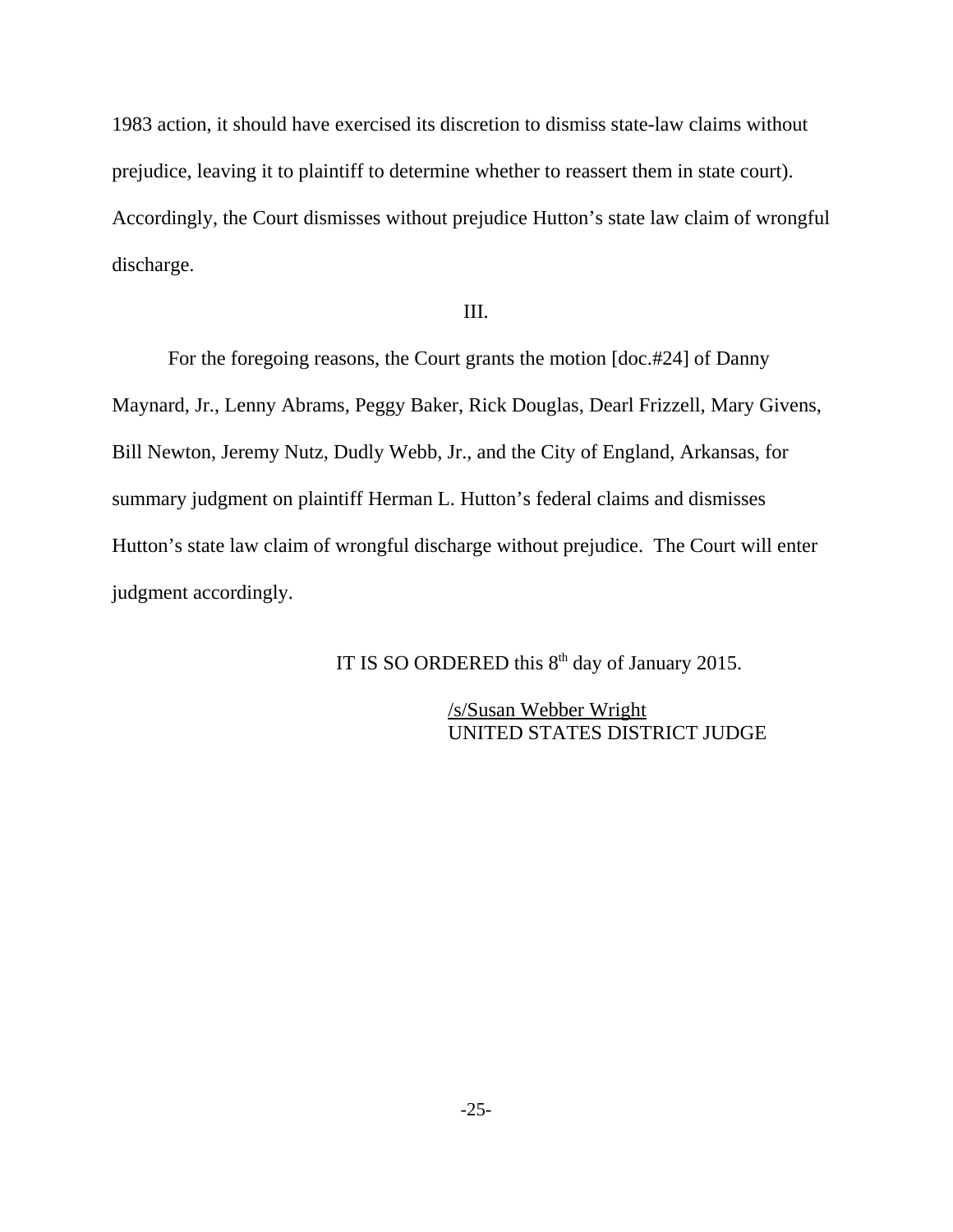1983 action, it should have exercised its discretion to dismiss state-law claims without prejudice, leaving it to plaintiff to determine whether to reassert them in state court). Accordingly, the Court dismisses without prejudice Hutton's state law claim of wrongful discharge.

III.

For the foregoing reasons, the Court grants the motion [doc.#24] of Danny Maynard, Jr., Lenny Abrams, Peggy Baker, Rick Douglas, Dearl Frizzell, Mary Givens, Bill Newton, Jeremy Nutz, Dudly Webb, Jr., and the City of England, Arkansas, for summary judgment on plaintiff Herman L. Hutton's federal claims and dismisses Hutton's state law claim of wrongful discharge without prejudice. The Court will enter judgment accordingly.

IT IS SO ORDERED this 8th day of January 2015.

/s/Susan Webber Wright
UNITED STATES DISTRICT JUDGE